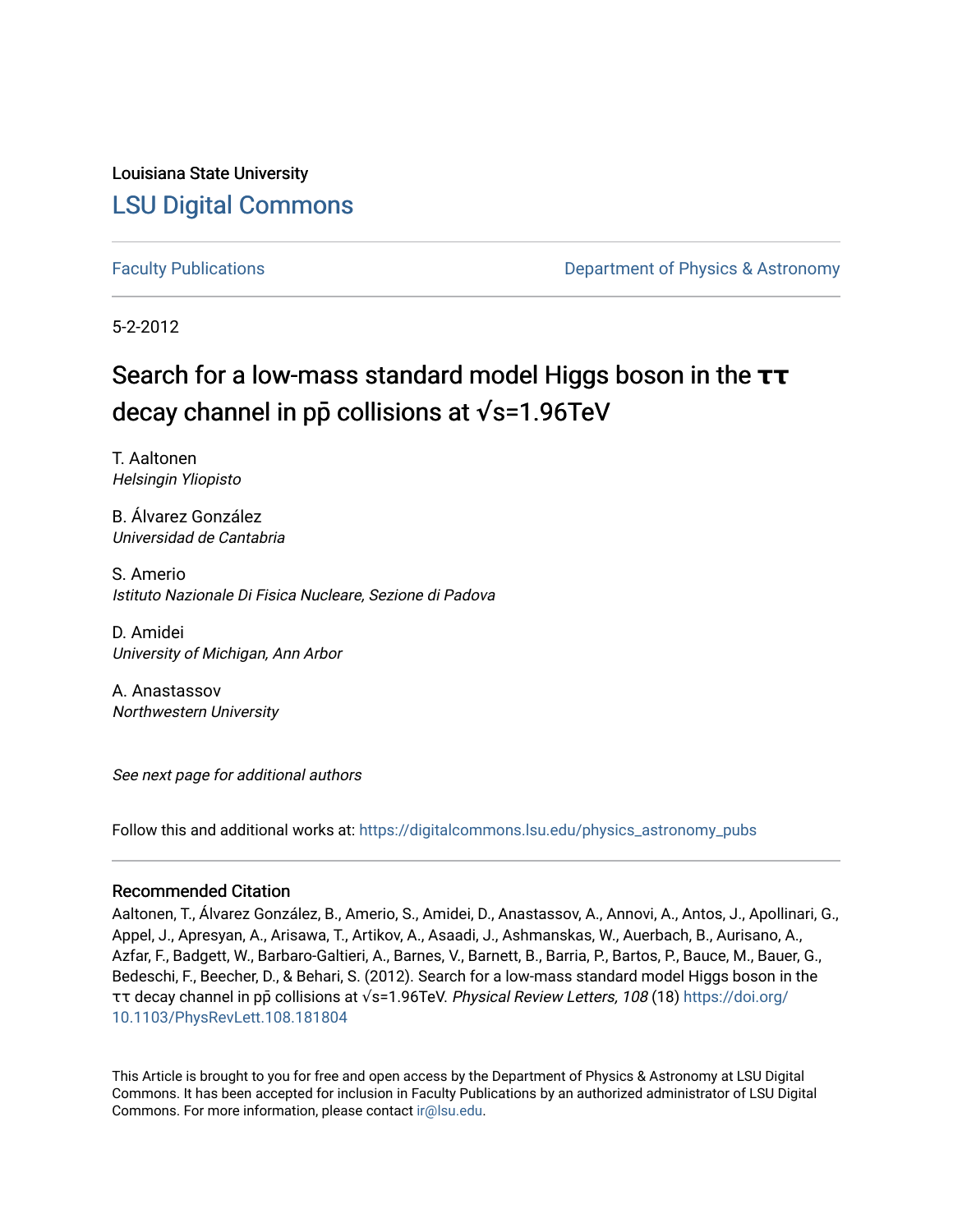Louisiana State University

# LSU Digital Commons

Faculty Publications

Department of Physics & Astronomy

5-2-2012

# Search for a low-mass standard model Higgs boson in the ττ decay channel in $p\bar{p}$ collisions at $\sqrt{s}$=1.96TeV

T. Aaltonen
*Helsingin Yliopisto*

B. Álvarez González
*Universidad de Cantabria*

S. Amerio
*Istituto Nazionale Di Fisica Nucleare, Sezione di Padova*

D. Amidei
*University of Michigan, Ann Arbor*

A. Anastassov
*Northwestern University*

*See next page for additional authors*

Follow this and additional works at: https://digitalcommons.lsu.edu/physics_astronomy_pubs

## Recommended Citation

Aaltonen, T., Álvarez González, B., Amerio, S., Amidei, D., Anastassov, A., Annovi, A., Antos, J., Apollinari, G., Appel, J., Apresyan, A., Arisawa, T., Artikov, A., Asaadi, J., Ashmanskas, W., Auerbach, B., Aurisano, A., Azfar, F., Badgett, W., Barbaro-Galtieri, A., Barnes, V., Barnett, B., Barria, P., Bartos, P., Bauce, M., Bauer, G., Bedeschi, F., Beecher, D., & Behari, S. (2012). Search for a low-mass standard model Higgs boson in the ττ decay channel in $p\bar{p}$ collisions at $\sqrt{s}$=1.96TeV. *Physical Review Letters, 108* (18) https://doi.org/10.1103/PhysRevLett.108.181804

This Article is brought to you for free and open access by the Department of Physics & Astronomy at LSU Digital Commons. It has been accepted for inclusion in Faculty Publications by an authorized administrator of LSU Digital Commons. For more information, please contact ir@lsu.edu.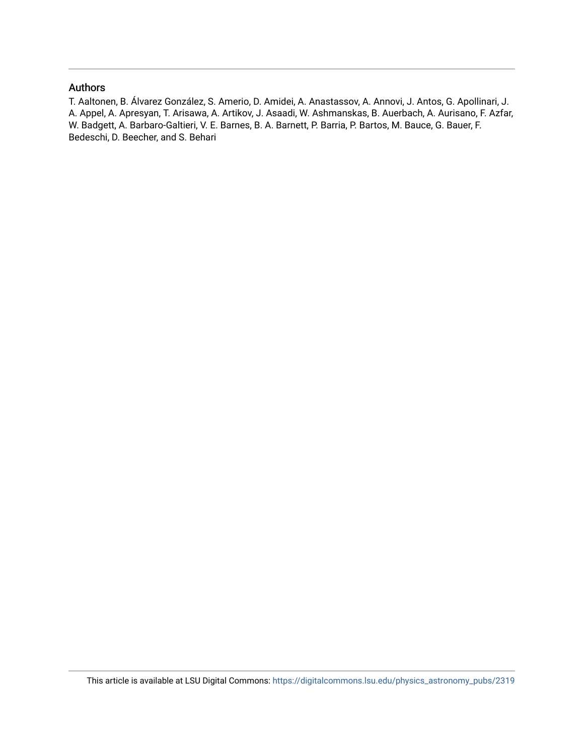## Authors

T. Aaltonen, B. Álvarez González, S. Amerio, D. Amidei, A. Anastassov, A. Annovi, J. Antos, G. Apollinari, J. A. Appel, A. Apresyan, T. Arisawa, A. Artikov, J. Asaadi, W. Ashmanskas, B. Auerbach, A. Aurisano, F. Azfar, W. Badgett, A. Barbaro-Galtieri, V. E. Barnes, B. A. Barnett, P. Barria, P. Bartos, M. Bauce, G. Bauer, F. Bedeschi, D. Beecher, and S. Behari

This article is available at LSU Digital Commons: https://digitalcommons.lsu.edu/physics_astronomy_pubs/2319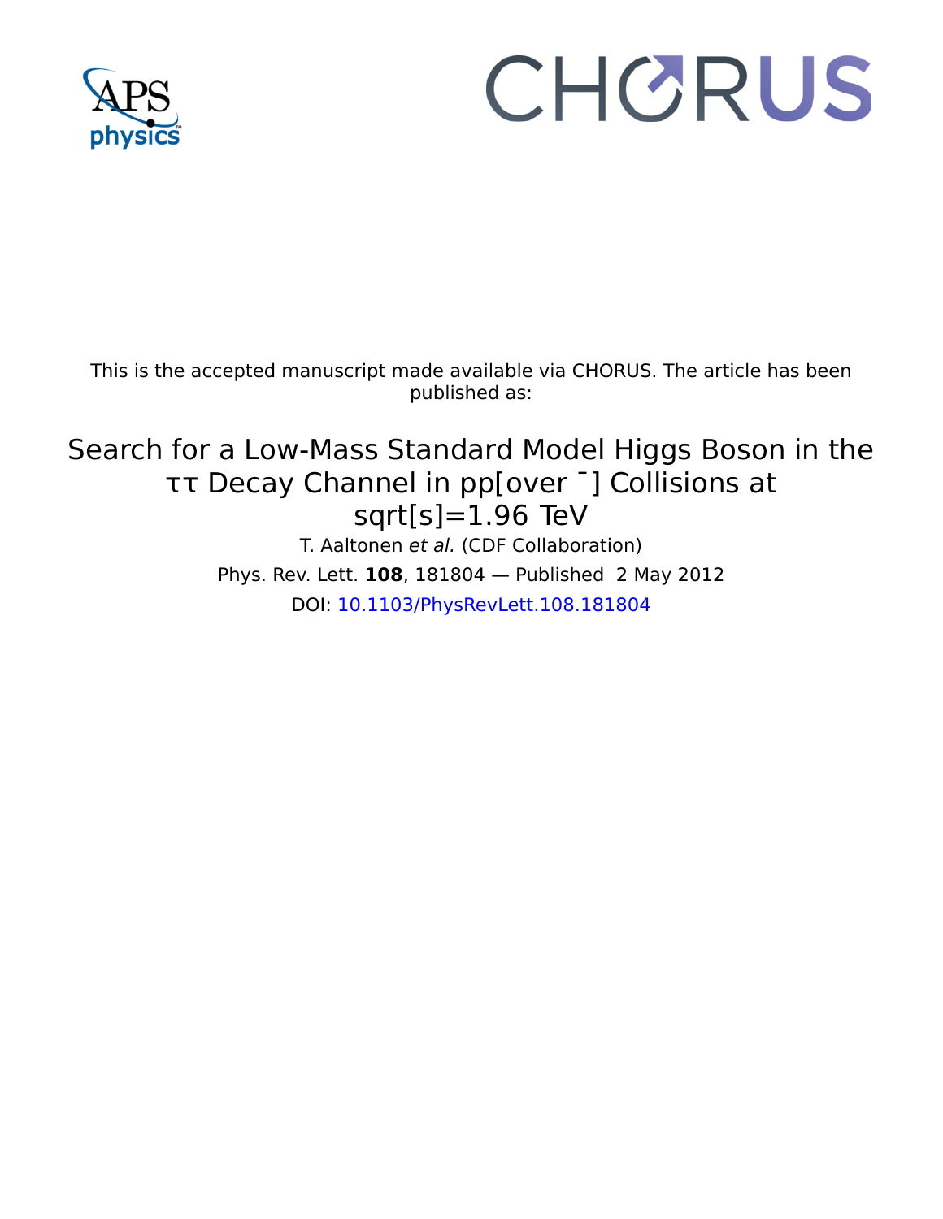This is the accepted manuscript made available via CHORUS. The article has been published as:

# Search for a Low-Mass Standard Model Higgs Boson in the ττ Decay Channel in pp[over ¯] Collisions at sqrt[s]=1.96 TeV

T. Aaltonen *et al.* (CDF Collaboration)

Phys. Rev. Lett. **108**, 181804 — Published 2 May 2012

DOI: 10.1103/PhysRevLett.108.181804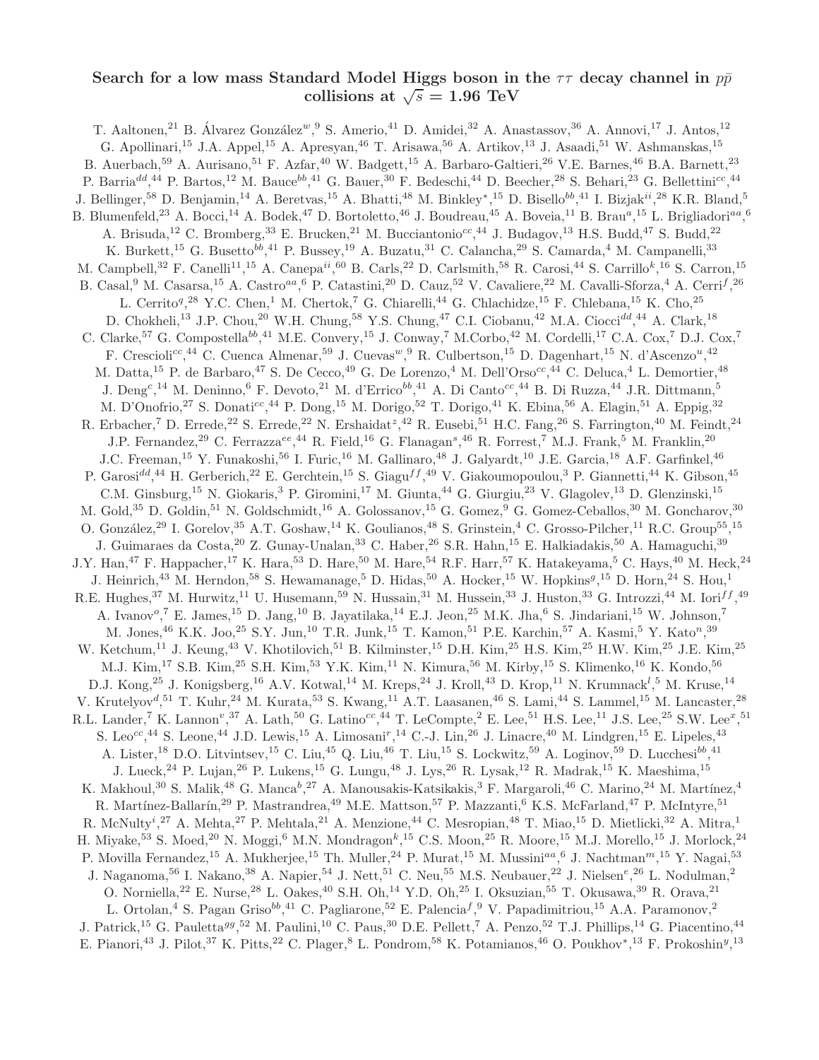# Search for a low mass Standard Model Higgs boson in the $\tau\tau$ decay channel in $p\bar{p}$ collisions at $\sqrt{s} = 1.96$ TeV

T. Aaltonen,[21] B. Álvarez González[w],[9] S. Amerio,[41] D. Amidei,[32] A. Anastassov,[36] A. Annovi,[17] J. Antos,[12] G. Apollinari,[15] J.A. Appel,[15] A. Apresyan,[46] T. Arisawa,[56] A. Artikov,[13] J. Asaadi,[51] W. Ashmanskas,[15] B. Auerbach,[59] A. Aurisano,[51] F. Azfar,[40] W. Badgett,[15] A. Barbaro-Galtieri,[26] V.E. Barnes,[46] B.A. Barnett,[23] P. Barria[dd],[44] P. Bartos,[12] M. Bauce[bb],[41] G. Bauer,[30] F. Bedeschi,[44] D. Beecher,[28] S. Behari,[23] G. Bellettini[cc],[44] J. Bellinger,[58] D. Benjamin,[14] A. Beretvas,[15] A. Bhatti,[48] M. Binkley[*],[15] D. Bisello[bb],[41] I. Bizjak[ii],[28] K.R. Bland,[5] B. Blumenfeld,[23] A. Bocci,[14] A. Bodek,[47] D. Bortoletto,[46] J. Boudreau,[45] A. Boveia,[11] B. Brau[a],[15] L. Brigliadori[aa],[6] A. Brisuda,[12] C. Bromberg,[33] E. Brucken,[21] M. Bucciantonio[cc],[44] J. Budagov,[13] H.S. Budd,[47] S. Budd,[22] K. Burkett,[15] G. Busetto[bb],[41] P. Bussey,[19] A. Buzatu,[31] C. Calancha,[29] S. Camarda,[4] M. Campanelli,[33] M. Campbell,[32] F. Canelli[11],[15] A. Canepa[ii],[60] B. Carls,[22] D. Carlsmith,[58] R. Carosi,[44] S. Carrillo[k],[16] S. Carron,[15] B. Casal,[9] M. Casarsa,[15] A. Castro[aa],[6] P. Catastini,[20] D. Cauz,[52] V. Cavaliere,[22] M. Cavalli-Sforza,[4] A. Cerri[f],[26] L. Cerrito[q],[28] Y.C. Chen,[1] M. Chertok,[7] G. Chiarelli,[44] G. Chlachidze,[15] F. Chlebana,[15] K. Cho,[25] D. Chokheli,[13] J.P. Chou,[20] W.H. Chung,[58] Y.S. Chung,[47] C.I. Ciobanu,[42] M.A. Ciocci[dd],[44] A. Clark,[18] C. Clarke,[57] G. Compostella[bb],[41] M.E. Convery,[15] J. Conway,[7] M.Corbo,[42] M. Cordelli,[17] C.A. Cox,[7] D.J. Cox,[7] F. Crescioli[cc],[44] C. Cuenca Almenar,[59] J. Cuevas[w],[9] R. Culbertson,[15] D. Dagenhart,[15] N. d'Ascenzo[u],[42] M. Datta,[15] P. de Barbaro,[47] S. De Cecco,[49] G. De Lorenzo,[4] M. Dell'Orso[cc],[44] C. Deluca,[4] L. Demortier,[48] J. Deng[c],[14] M. Deninno,[6] F. Devoto,[21] M. d'Errico[bb],[41] A. Di Canto[cc],[44] B. Di Ruzza,[44] J.R. Dittmann,[5] M. D'Onofrio,[27] S. Donati[cc],[44] P. Dong,[15] M. Dorigo,[52] T. Dorigo,[41] K. Ebina,[56] A. Elagin,[51] A. Eppig,[32] R. Erbacher,[7] D. Errede,[22] S. Errede,[22] N. Ershaidat[z],[42] R. Eusebi,[51] H.C. Fang,[26] S. Farrington,[40] M. Feindt,[24] J.P. Fernandez,[29] C. Ferrazza[ee],[44] R. Field,[16] G. Flanagan[s],[46] R. Forrest,[7] M.J. Frank,[5] M. Franklin,[20] J.C. Freeman,[15] Y. Funakoshi,[56] I. Furic,[16] M. Gallinaro,[48] J. Galyardt,[10] J.E. Garcia,[18] A.F. Garfinkel,[46] P. Garosi[dd],[44] H. Gerberich,[22] E. Gerchtein,[15] S. Giagu[ff],[49] V. Giakoumopoulou,[3] P. Giannetti,[44] K. Gibson,[45] C.M. Ginsburg,[15] N. Giokaris,[3] P. Giromini,[17] M. Giunta,[44] G. Giurgiu,[23] V. Glagolev,[13] D. Glenzinski,[15] M. Gold,[35] D. Goldin,[51] N. Goldschmidt,[16] A. Golossanov,[15] G. Gomez,[9] G. Gomez-Ceballos,[30] M. Goncharov,[30] O. González,[29] I. Gorelov,[35] A.T. Goshaw,[14] K. Goulianos,[48] S. Grinstein,[4] C. Grosso-Pilcher,[11] R.C. Group[55],[15] J. Guimaraes da Costa,[20] Z. Gunay-Unalan,[33] C. Haber,[26] S.R. Hahn,[15] E. Halkiadakis,[50] A. Hamaguchi,[39] J.Y. Han,[47] F. Happacher,[17] K. Hara,[53] D. Hare,[50] M. Hare,[54] R.F. Harr,[57] K. Hatakeyama,[5] C. Hays,[40] M. Heck,[24] J. Heinrich,[43] M. Herndon,[58] S. Hewamanage,[5] D. Hidas,[50] A. Hocker,[15] W. Hopkins[g],[15] D. Horn,[24] S. Hou,[1] R.E. Hughes,[37] M. Hurwitz,[11] U. Husemann,[59] N. Hussain,[31] M. Hussein,[33] J. Huston,[33] G. Introzzi,[44] M. Iori[ff],[49] A. Ivanov[o],[7] E. James,[15] D. Jang,[10] B. Jayatilaka,[14] E.J. Jeon,[25] M.K. Jha,[6] S. Jindariani,[15] W. Johnson,[7] M. Jones,[46] K.K. Joo,[25] S.Y. Jun,[10] T.R. Junk,[15] T. Kamon,[51] P.E. Karchin,[57] A. Kasmi,[5] Y. Kato[n],[39] W. Ketchum,[11] J. Keung,[43] V. Khotilovich,[51] B. Kilminster,[15] D.H. Kim,[25] H.S. Kim,[25] H.W. Kim,[25] J.E. Kim,[25] M.J. Kim,[17] S.B. Kim,[25] S.H. Kim,[53] Y.K. Kim,[11] N. Kimura,[56] M. Kirby,[15] S. Klimenko,[16] K. Kondo,[56] D.J. Kong,[25] J. Konigsberg,[16] A.V. Kotwal,[14] M. Kreps,[24] J. Kroll,[43] D. Krop,[11] N. Krumnack[l],[5] M. Kruse,[14] V. Krutelyov[d],[51] T. Kuhr,[24] M. Kurata,[53] S. Kwang,[11] A.T. Laasanen,[46] S. Lami,[44] S. Lammel,[15] M. Lancaster,[28] R.L. Lander,[7] K. Lannon[v],[37] A. Lath,[50] G. Latino[cc],[44] T. LeCompte,[2] E. Lee,[51] H.S. Lee,[11] J.S. Lee,[25] S.W. Lee[x],[51] S. Leo[cc],[44] S. Leone,[44] J.D. Lewis,[15] A. Limosani[r],[14] C.-J. Lin,[26] J. Linacre,[40] M. Lindgren,[15] E. Lipeles,[43] A. Lister,[18] D.O. Litvintsev,[15] C. Liu,[45] Q. Liu,[46] T. Liu,[15] S. Lockwitz,[59] A. Loginov,[59] D. Lucchesi[bb],[41] J. Lueck,[24] P. Lujan,[26] P. Lukens,[15] G. Lungu,[48] J. Lys,[26] R. Lysak,[12] R. Madrak,[15] K. Maeshima,[15] K. Makhoul,[30] S. Malik,[48] G. Manca[b],[27] A. Manousakis-Katsikakis,[3] F. Margaroli,[46] C. Marino,[24] M. Martínez,[4] R. Martínez-Ballarín,[29] P. Mastrandrea,[49] M.E. Mattson,[57] P. Mazzanti,[6] K.S. McFarland,[47] P. McIntyre,[51] R. McNulty[i],[27] A. Mehta,[27] P. Mehtala,[21] A. Menzione,[44] C. Mesropian,[48] T. Miao,[15] D. Mietlicki,[32] A. Mitra,[1] H. Miyake,[53] S. Moed,[20] N. Moggi,[6] M.N. Mondragon[k],[15] C.S. Moon,[25] R. Moore,[15] M.J. Morello,[15] J. Morlock,[24] P. Movilla Fernandez,[15] A. Mukherjee,[15] Th. Muller,[24] P. Murat,[15] M. Mussini[aa],[6] J. Nachtman[m],[15] Y. Nagai,[53] J. Naganoma,[56] I. Nakano,[38] A. Napier,[54] J. Nett,[51] C. Neu,[55] M.S. Neubauer,[22] J. Nielsen[e],[26] L. Nodulman,[2] O. Norniella,[22] E. Nurse,[28] L. Oakes,[40] S.H. Oh,[14] Y.D. Oh,[25] I. Oksuzian,[55] T. Okusawa,[39] R. Orava,[21] L. Ortolan,[4] S. Pagan Griso[bb],[41] C. Pagliarone,[52] E. Palencia[f],[9] V. Papadimitriou,[15] A.A. Paramonov,[2] J. Patrick,[15] G. Pauletta[gg],[52] M. Paulini,[10] C. Paus,[30] D.E. Pellett,[7] A. Penzo,[52] T.J. Phillips,[14] G. Piacentino,[44] E. Pianori,[43] J. Pilot,[37] K. Pitts,[22] C. Plager,[8] L. Pondrom,[58] K. Potamianos,[46] O. Poukhov[*],[13] F. Prokoshin[y],[13]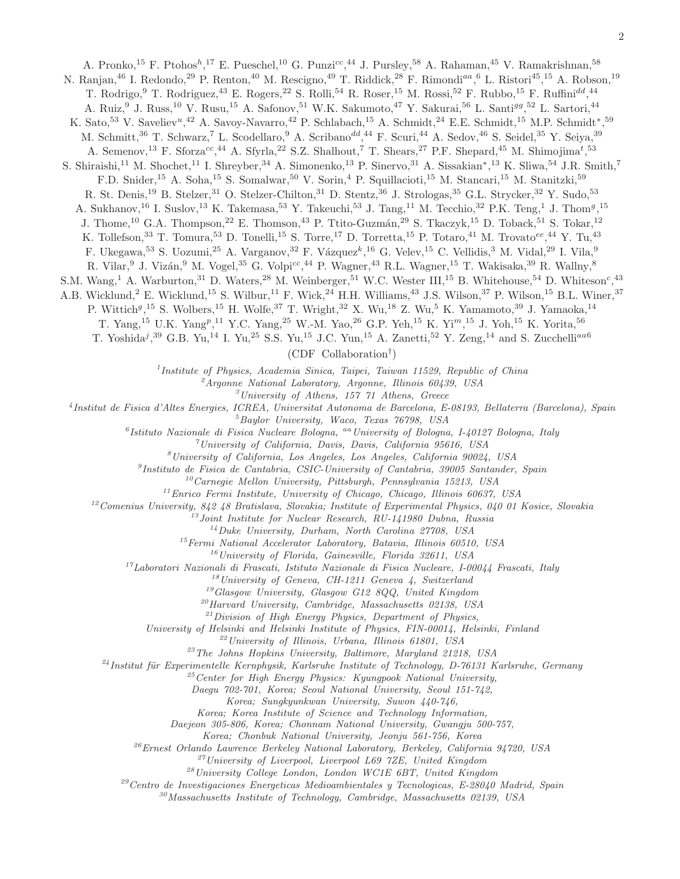A. Pronko,[15] F. Ptohos[h],[17] E. Pueschel,[10] G. Punzi[cc],[44] J. Pursley,[58] A. Rahaman,[45] V. Ramakrishnan,[58] N. Ranjan,[46] I. Redondo,[29] P. Renton,[40] M. Rescigno,[49] T. Riddick,[28] F. Rimondi[aa],[6] L. Ristori[45],[15] A. Robson,[19] T. Rodrigo,[9] T. Rodriguez,[43] E. Rogers,[22] S. Rolli,[54] R. Roser,[15] M. Rossi,[52] F. Rubbo,[15] F. Ruffini[dd],[44] A. Ruiz,[9] J. Russ,[10] V. Rusu,[15] A. Safonov,[51] W.K. Sakumoto,[47] Y. Sakurai,[56] L. Santi[gg],[52] L. Sartori,[44] K. Sato,[53] V. Saveliev[u],[42] A. Savoy-Navarro,[42] P. Schlabach,[15] A. Schmidt,[24] E.E. Schmidt,[15] M.P. Schmidt[*],[59] M. Schmitt,[36] T. Schwarz,[7] L. Scodellaro,[9] A. Scribano[dd],[44] F. Scuri,[44] A. Sedov,[46] S. Seidel,[35] Y. Seiya,[39] A. Semenov,[13] F. Sforza[cc],[44] A. Sfyrla,[22] S.Z. Shalhout,[7] T. Shears,[27] P.F. Shepard,[45] M. Shimojima[t],[53] S. Shiraishi,[11] M. Shochet,[11] I. Shreyber,[34] A. Simonenko,[13] P. Sinervo,[31] A. Sissakian[*],[13] K. Sliwa,[54] J.R. Smith,[7] F.D. Snider,[15] A. Soha,[15] S. Somalwar,[50] V. Sorin,[4] P. Squillacioti,[15] M. Stancari,[15] M. Stanitzki,[59] R. St. Denis,[19] B. Stelzer,[31] O. Stelzer-Chilton,[31] D. Stentz,[36] J. Strologas,[35] G.L. Strycker,[32] Y. Sudo,[53] A. Sukhanov,[16] I. Suslov,[13] K. Takemasa,[53] Y. Takeuchi,[53] J. Tang,[11] M. Tecchio,[32] P.K. Teng,[1] J. Thom[g],[15] J. Thome,[10] G.A. Thompson,[22] E. Thomson,[43] P. Ttito-Guzmán,[29] S. Tkaczyk,[15] D. Toback,[51] S. Tokar,[12] K. Tollefson,[33] T. Tomura,[53] D. Tonelli,[15] S. Torre,[17] D. Torretta,[15] P. Totaro,[41] M. Trovato[ee],[44] Y. Tu,[43] F. Ukegawa,[53] S. Uozumi,[25] A. Varganov,[32] F. Vázquez[k],[16] G. Velev,[15] C. Vellidis,[3] M. Vidal,[29] I. Vila,[9] R. Vilar,[9] J. Vizán,[9] M. Vogel,[35] G. Volpi[cc],[44] P. Wagner,[43] R.L. Wagner,[15] T. Wakisaka,[39] R. Wallny,[8] S.M. Wang,[1] A. Warburton,[31] D. Waters,[28] M. Weinberger,[51] W.C. Wester III,[15] B. Whitehouse,[54] D. Whiteson[c],[43] A.B. Wicklund,[2] E. Wicklund,[15] S. Wilbur,[11] F. Wick,[24] H.H. Williams,[43] J.S. Wilson,[37] P. Wilson,[15] B.L. Winer,[37] P. Wittich[g],[15] S. Wolbers,[15] H. Wolfe,[37] T. Wright,[32] X. Wu,[18] Z. Wu,[5] K. Yamamoto,[39] J. Yamaoka,[14] T. Yang,[15] U.K. Yang[p],[11] Y.C. Yang,[25] W.-M. Yao,[26] G.P. Yeh,[15] K. Yi[m],[15] J. Yoh,[15] K. Yorita,[56] T. Yoshida[j],[39] G.B. Yu,[14] I. Yu,[25] S.S. Yu,[15] J.C. Yun,[15] A. Zanetti,[52] Y. Zeng,[14] and S. Zucchelli[aa][6]

(CDF Collaboration[†])

[1] *Institute of Physics, Academia Sinica, Taipei, Taiwan 11529, Republic of China*
[2] *Argonne National Laboratory, Argonne, Illinois 60439, USA*
[3] *University of Athens, 157 71 Athens, Greece*
[4] *Institut de Fisica d'Altes Energies, ICREA, Universitat Autonoma de Barcelona, E-08193, Bellaterra (Barcelona), Spain*
[5] *Baylor University, Waco, Texas 76798, USA*
[6] *Istituto Nazionale di Fisica Nucleare Bologna, [aa] University of Bologna, I-40127 Bologna, Italy*
[7] *University of California, Davis, Davis, California 95616, USA*
[8] *University of California, Los Angeles, Los Angeles, California 90024, USA*
[9] *Instituto de Fisica de Cantabria, CSIC-University of Cantabria, 39005 Santander, Spain*
[10] *Carnegie Mellon University, Pittsburgh, Pennsylvania 15213, USA*
[11] *Enrico Fermi Institute, University of Chicago, Chicago, Illinois 60637, USA*
[12] *Comenius University, 842 48 Bratislava, Slovakia; Institute of Experimental Physics, 040 01 Kosice, Slovakia*
[13] *Joint Institute for Nuclear Research, RU-141980 Dubna, Russia*
[14] *Duke University, Durham, North Carolina 27708, USA*
[15] *Fermi National Accelerator Laboratory, Batavia, Illinois 60510, USA*
[16] *University of Florida, Gainesville, Florida 32611, USA*
[17] *Laboratori Nazionali di Frascati, Istituto Nazionale di Fisica Nucleare, I-00044 Frascati, Italy*
[18] *University of Geneva, CH-1211 Geneva 4, Switzerland*
[19] *Glasgow University, Glasgow G12 8QQ, United Kingdom*
[20] *Harvard University, Cambridge, Massachusetts 02138, USA*
[21] *Division of High Energy Physics, Department of Physics, University of Helsinki and Helsinki Institute of Physics, FIN-00014, Helsinki, Finland*
[22] *University of Illinois, Urbana, Illinois 61801, USA*
[23] *The Johns Hopkins University, Baltimore, Maryland 21218, USA*
[24] *Institut für Experimentelle Kernphysik, Karlsruhe Institute of Technology, D-76131 Karlsruhe, Germany*
[25] *Center for High Energy Physics: Kyungpook National University, Daegu 702-701, Korea; Seoul National University, Seoul 151-742, Korea; Sungkyunkwan University, Suwon 440-746, Korea; Korea Institute of Science and Technology Information, Daejeon 305-806, Korea; Chonnam National University, Gwangju 500-757, Korea; Chonbuk National University, Jeonju 561-756, Korea*
[26] *Ernest Orlando Lawrence Berkeley National Laboratory, Berkeley, California 94720, USA*
[27] *University of Liverpool, Liverpool L69 7ZE, United Kingdom*
[28] *University College London, London WC1E 6BT, United Kingdom*
[29] *Centro de Investigaciones Energeticas Medioambientales y Tecnologicas, E-28040 Madrid, Spain*
[30] *Massachusetts Institute of Technology, Cambridge, Massachusetts 02139, USA*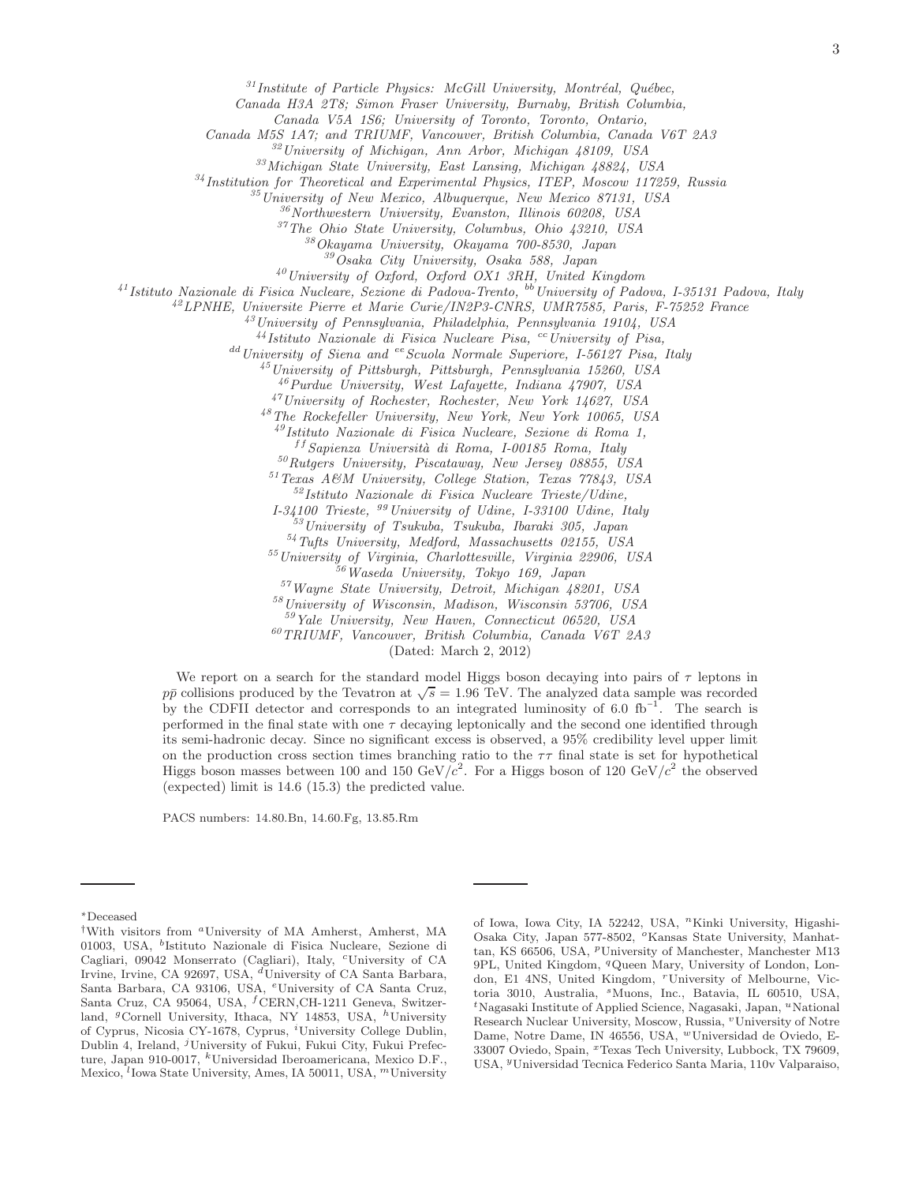[31]*Institute of Particle Physics: McGill University, Montréal, Québec, Canada H3A 2T8; Simon Fraser University, Burnaby, British Columbia, Canada V5A 1S6; University of Toronto, Toronto, Ontario, Canada M5S 1A7; and TRIUMF, Vancouver, British Columbia, Canada V6T 2A3*
[32]*University of Michigan, Ann Arbor, Michigan 48109, USA*
[33]*Michigan State University, East Lansing, Michigan 48824, USA*
[34]*Institution for Theoretical and Experimental Physics, ITEP, Moscow 117259, Russia*
[35]*University of New Mexico, Albuquerque, New Mexico 87131, USA*
[36]*Northwestern University, Evanston, Illinois 60208, USA*
[37]*The Ohio State University, Columbus, Ohio 43210, USA*
[38]*Okayama University, Okayama 700-8530, Japan*
[39]*Osaka City University, Osaka 588, Japan*
[40]*University of Oxford, Oxford OX1 3RH, United Kingdom*
[41]*Istituto Nazionale di Fisica Nucleare, Sezione di Padova-Trento, [bb]University of Padova, I-35131 Padova, Italy*
[42]*LPNHE, Universite Pierre et Marie Curie/IN2P3-CNRS, UMR7585, Paris, F-75252 France*
[43]*University of Pennsylvania, Philadelphia, Pennsylvania 19104, USA*
[44]*Istituto Nazionale di Fisica Nucleare Pisa, [cc]University of Pisa, [dd]University of Siena and [ee]Scuola Normale Superiore, I-56127 Pisa, Italy*
[45]*University of Pittsburgh, Pittsburgh, Pennsylvania 15260, USA*
[46]*Purdue University, West Lafayette, Indiana 47907, USA*
[47]*University of Rochester, Rochester, New York 14627, USA*
[48]*The Rockefeller University, New York, New York 10065, USA*
[49]*Istituto Nazionale di Fisica Nucleare, Sezione di Roma 1, [ff]Sapienza Università di Roma, I-00185 Roma, Italy*
[50]*Rutgers University, Piscataway, New Jersey 08855, USA*
[51]*Texas A&M University, College Station, Texas 77843, USA*
[52]*Istituto Nazionale di Fisica Nucleare Trieste/Udine, I-34100 Trieste, [gg]University of Udine, I-33100 Udine, Italy*
[53]*University of Tsukuba, Tsukuba, Ibaraki 305, Japan*
[54]*Tufts University, Medford, Massachusetts 02155, USA*
[55]*University of Virginia, Charlottesville, Virginia 22906, USA*
[56]*Waseda University, Tokyo 169, Japan*
[57]*Wayne State University, Detroit, Michigan 48201, USA*
[58]*University of Wisconsin, Madison, Wisconsin 53706, USA*
[59]*Yale University, New Haven, Connecticut 06520, USA*
[60]*TRIUMF, Vancouver, British Columbia, Canada V6T 2A3*
(Dated: March 2, 2012)

We report on a search for the standard model Higgs boson decaying into pairs of $\tau$ leptons in $p\bar{p}$ collisions produced by the Tevatron at $\sqrt{s} = 1.96$ TeV. The analyzed data sample was recorded by the CDFII detector and corresponds to an integrated luminosity of 6.0 fb$^{-1}$. The search is performed in the final state with one $\tau$ decaying leptonically and the second one identified through its semi-hadronic decay. Since no significant excess is observed, a 95% credibility level upper limit on the production cross section times branching ratio to the $\tau\tau$ final state is set for hypothetical Higgs boson masses between 100 and 150 GeV/$c^2$. For a Higgs boson of 120 GeV/$c^2$ the observed (expected) limit is 14.6 (15.3) the predicted value.

PACS numbers: 14.80.Bn, 14.60.Fg, 13.85.Rm

---

*Deceased

†With visitors from [a]University of MA Amherst, Amherst, MA 01003, USA, [b]Istituto Nazionale di Fisica Nucleare, Sezione di Cagliari, 09042 Monserrato (Cagliari), Italy, [c]University of CA Irvine, Irvine, CA 92697, USA, [d]University of CA Santa Barbara, Santa Barbara, CA 93106, USA, [e]University of CA Santa Cruz, Santa Cruz, CA 95064, USA, [f]CERN,CH-1211 Geneva, Switzerland, [g]Cornell University, Ithaca, NY 14853, USA, [h]University of Cyprus, Nicosia CY-1678, Cyprus, [i]University College Dublin, Dublin 4, Ireland, [j]University of Fukui, Fukui City, Fukui Prefecture, Japan 910-0017, [k]Universidad Iberoamericana, Mexico D.F., Mexico, [l]Iowa State University, Ames, IA 50011, USA, [m]University of Iowa, Iowa City, IA 52242, USA, [n]Kinki University, Higashi-Osaka City, Japan 577-8502, [o]Kansas State University, Manhattan, KS 66506, USA, [p]University of Manchester, Manchester M13 9PL, United Kingdom, [q]Queen Mary, University of London, London, E1 4NS, United Kingdom, [r]University of Melbourne, Victoria 3010, Australia, [s]Muons, Inc., Batavia, IL 60510, USA, [t]Nagasaki Institute of Applied Science, Nagasaki, Japan, [u]National Research Nuclear University, Moscow, Russia, [v]University of Notre Dame, Notre Dame, IN 46556, USA, [w]Universidad de Oviedo, E-33007 Oviedo, Spain, [x]Texas Tech University, Lubbock, TX 79609, USA, [y]Universidad Tecnica Federico Santa Maria, 110v Valparaiso,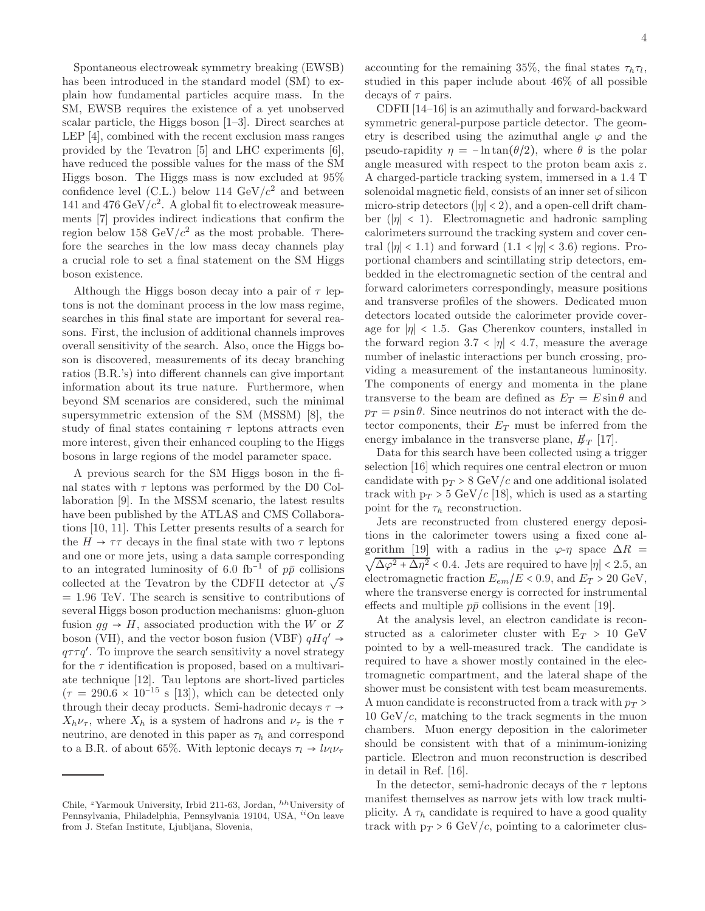Spontaneous electroweak symmetry breaking (EWSB) has been introduced in the standard model (SM) to explain how fundamental particles acquire mass. In the SM, EWSB requires the existence of a yet unobserved scalar particle, the Higgs boson [1–3]. Direct searches at LEP [4], combined with the recent exclusion mass ranges provided by the Tevatron [5] and LHC experiments [6], have reduced the possible values for the mass of the SM Higgs boson. The Higgs mass is now excluded at 95% confidence level (C.L.) below 114 GeV/$c^2$ and between 141 and 476 GeV/$c^2$. A global fit to electroweak measurements [7] provides indirect indications that confirm the region below 158 GeV/$c^2$ as the most probable. Therefore the searches in the low mass decay channels play a crucial role to set a final statement on the SM Higgs boson existence.

Although the Higgs boson decay into a pair of $\tau$ leptons is not the dominant process in the low mass regime, searches in this final state are important for several reasons. First, the inclusion of additional channels improves overall sensitivity of the search. Also, once the Higgs boson is discovered, measurements of its decay branching ratios (B.R.'s) into different channels can give important information about its true nature. Furthermore, when beyond SM scenarios are considered, such the minimal supersymmetric extension of the SM (MSSM) [8], the study of final states containing $\tau$ leptons attracts even more interest, given their enhanced coupling to the Higgs bosons in large regions of the model parameter space.

A previous search for the SM Higgs boson in the final states with $\tau$ leptons was performed by the D0 Collaboration [9]. In the MSSM scenario, the latest results have been published by the ATLAS and CMS Collaborations [10, 11]. This Letter presents results of a search for the $H \to \tau\tau$ decays in the final state with two $\tau$ leptons and one or more jets, using a data sample corresponding to an integrated luminosity of 6.0 fb$^{-1}$ of $p\bar{p}$ collisions collected at the Tevatron by the CDFII detector at $\sqrt{s}$ = 1.96 TeV. The search is sensitive to contributions of several Higgs boson production mechanisms: gluon-gluon fusion $gg \to H$, associated production with the $W$ or $Z$ boson (VH), and the vector boson fusion (VBF) $qHq' \to q\tau\tau q'$. To improve the search sensitivity a novel strategy for the $\tau$ identification is proposed, based on a multivariate technique [12]. Tau leptons are short-lived particles ($\tau = 290.6 \times 10^{-15}$ s [13]), which can be detected only through their decay products. Semi-hadronic decays $\tau \to X_h \nu_\tau$, where $X_h$ is a system of hadrons and $\nu_\tau$ is the $\tau$ neutrino, are denoted in this paper as $\tau_h$ and correspond to a B.R. of about 65%. With leptonic decays $\tau_l \to l\nu_l\nu_\tau$ accounting for the remaining 35%, the final states $\tau_h\tau_l$, studied in this paper include about 46% of all possible decays of $\tau$ pairs.

CDFII [14–16] is an azimuthally and forward-backward symmetric general-purpose particle detector. The geometry is described using the azimuthal angle $\varphi$ and the pseudo-rapidity $\eta = -\ln\tan(\theta/2)$, where $\theta$ is the polar angle measured with respect to the proton beam axis $z$. A charged-particle tracking system, immersed in a 1.4 T solenoidal magnetic field, consists of an inner set of silicon micro-strip detectors ($|\eta| < 2$), and a open-cell drift chamber ($|\eta| < 1$). Electromagnetic and hadronic sampling calorimeters surround the tracking system and cover central ($|\eta| < 1.1$) and forward ($1.1 < |\eta| < 3.6$) regions. Proportional chambers and scintillating strip detectors, embedded in the electromagnetic section of the central and forward calorimeters correspondingly, measure positions and transverse profiles of the showers. Dedicated muon detectors located outside the calorimeter provide coverage for $|\eta| < 1.5$. Gas Cherenkov counters, installed in the forward region $3.7 < |\eta| < 4.7$, measure the average number of inelastic interactions per bunch crossing, providing a measurement of the instantaneous luminosity. The components of energy and momenta in the plane transverse to the beam are defined as $E_T = E\sin\theta$ and $p_T = p\sin\theta$. Since neutrinos do not interact with the detector components, their $E_T$ must be inferred from the energy imbalance in the transverse plane, $\not\!\!E_T$ [17].

Data for this search have been collected using a trigger selection [16] which requires one central electron or muon candidate with $p_T > 8$ GeV/$c$ and one additional isolated track with $p_T > 5$ GeV/$c$ [18], which is used as a starting point for the $\tau_h$ reconstruction.

Jets are reconstructed from clustered energy depositions in the calorimeter towers using a fixed cone algorithm [19] with a radius in the $\varphi$-$\eta$ space $\Delta R = \sqrt{\Delta\varphi^2 + \Delta\eta^2} < 0.4$. Jets are required to have $|\eta| < 2.5$, an electromagnetic fraction $E_{em}/E < 0.9$, and $E_T > 20$ GeV, where the transverse energy is corrected for instrumental effects and multiple $p\bar{p}$ collisions in the event [19].

At the analysis level, an electron candidate is reconstructed as a calorimeter cluster with $E_T > 10$ GeV pointed to by a well-measured track. The candidate is required to have a shower mostly contained in the electromagnetic compartment, and the lateral shape of the shower must be consistent with test beam measurements. A muon candidate is reconstructed from a track with $p_T >$ 10 GeV/$c$, matching to the track segments in the muon chambers. Muon energy deposition in the calorimeter should be consistent with that of a minimum-ionizing particle. Electron and muon reconstruction is described in detail in Ref. [16].

In the detector, semi-hadronic decays of the $\tau$ leptons manifest themselves as narrow jets with low track multiplicity. A $\tau_h$ candidate is required to have a good quality track with $p_T > 6$ GeV/$c$, pointing to a calorimeter clus-

Chile, [z]Yarmouk University, Irbid 211-63, Jordan, [hh]University of Pennsylvania, Philadelphia, Pennsylvania 19104, USA, [ii]On leave from J. Stefan Institute, Ljubljana, Slovenia,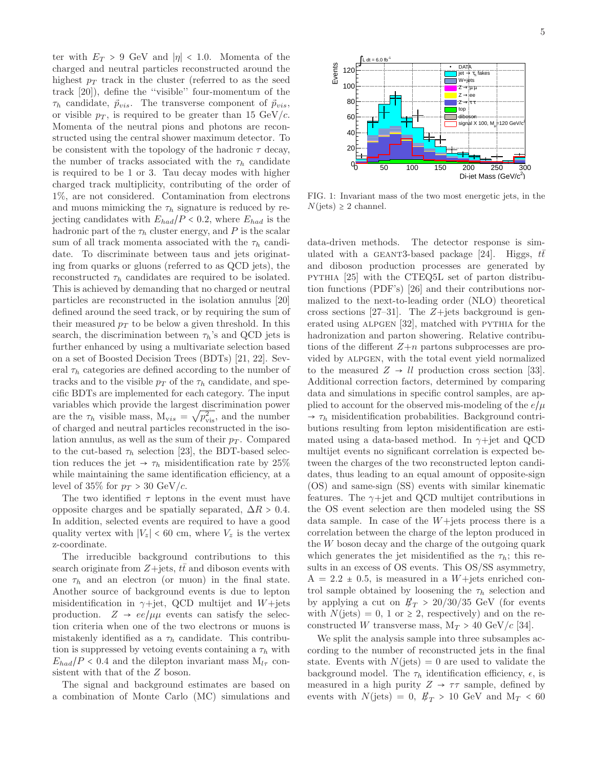ter with $E_T > 9$ GeV and $|\eta| < 1.0$. Momenta of the charged and neutral particles reconstructed around the highest $p_T$ track in the cluster (referred to as the seed track [20]), define the "visible" four-momentum of the $\tau_h$ candidate, $\vec{p}_{vis}$. The transverse component of $\vec{p}_{vis}$, or visible $p_T$, is required to be greater than 15 GeV/$c$. Momenta of the neutral pions and photons are reconstructed using the central shower maximum detector. To be consistent with the topology of the hadronic $\tau$ decay, the number of tracks associated with the $\tau_h$ candidate is required to be 1 or 3. Tau decay modes with higher charged track multiplicity, contributing of the order of 1%, are not considered. Contamination from electrons and muons mimicking the $\tau_h$ signature is reduced by rejecting candidates with $E_{had}/P < 0.2$, where $E_{had}$ is the hadronic part of the $\tau_h$ cluster energy, and $P$ is the scalar sum of all track momenta associated with the $\tau_h$ candidate. To discriminate between taus and jets originating from quarks or gluons (referred to as QCD jets), the reconstructed $\tau_h$ candidates are required to be isolated. This is achieved by demanding that no charged or neutral particles are reconstructed in the isolation annulus [20] defined around the seed track, or by requiring the sum of their measured $p_T$ to be below a given threshold. In this search, the discrimination between $\tau_h$'s and QCD jets is further enhanced by using a multivariate selection based on a set of Boosted Decision Trees (BDTs) [21, 22]. Several $\tau_h$ categories are defined according to the number of tracks and to the visible $p_T$ of the $\tau_h$ candidate, and specific BDTs are implemented for each category. The input variables which provide the largest discrimination power are the $\tau_h$ visible mass, $\mathrm{M}_{vis} = \sqrt{p^2_{\mathrm{vis}}}$, and the number of charged and neutral particles reconstructed in the isolation annulus, as well as the sum of their $p_T$. Compared to the cut-based $\tau_h$ selection [23], the BDT-based selection reduces the jet $\to \tau_h$ misidentification rate by 25% while maintaining the same identification efficiency, at a level of 35% for $p_T > 30$ GeV/$c$.

The two identified $\tau$ leptons in the event must have opposite charges and be spatially separated, $\Delta R > 0.4$. In addition, selected events are required to have a good quality vertex with $|V_z| < 60$ cm, where $V_z$ is the vertex z-coordinate.

The irreducible background contributions to this search originate from $Z$+jets, $t\bar{t}$ and diboson events with one $\tau_h$ and an electron (or muon) in the final state. Another source of background events is due to lepton misidentification in $\gamma$+jet, QCD multijet and $W$+jets production. $Z \to ee/\mu\mu$ events can satisfy the selection criteria when one of the two electrons or muons is mistakenly identified as a $\tau_h$ candidate. This contribution is suppressed by vetoing events containing a $\tau_h$ with $E_{had}/P < 0.4$ and the dilepton invariant mass $\mathrm{M}_{l\tau}$ consistent with that of the $Z$ boson.

The signal and background estimates are based on a combination of Monte Carlo (MC) simulations and data-driven methods. The detector response is simulated with a GEANT3-based package [24]. Higgs, $t\bar{t}$ and diboson production processes are generated by PYTHIA [25] with the CTEQ5L set of parton distribution functions (PDF's) [26] and their contributions normalized to the next-to-leading order (NLO) theoretical cross sections [27–31]. The $Z$+jets background is generated using ALPGEN [32], matched with PYTHIA for the hadronization and parton showering. Relative contributions of the different $Z$+$n$ partons subprocesses are provided by ALPGEN, with the total event yield normalized to the measured $Z \to ll$ production cross section [33]. Additional correction factors, determined by comparing data and simulations in specific control samples, are applied to account for the observed mis-modeling of the $e/\mu \to \tau_h$ misidentification probabilities. Background contributions resulting from lepton misidentification are estimated using a data-based method. In $\gamma$+jet and QCD multijet events no significant correlation is expected between the charges of the two reconstructed lepton candidates, thus leading to an equal amount of opposite-sign (OS) and same-sign (SS) events with similar kinematic features. The $\gamma$+jet and QCD multijet contributions in the OS event selection are then modeled using the SS data sample. In case of the $W$+jets process there is a correlation between the charge of the lepton produced in the $W$ boson decay and the charge of the outgoing quark which generates the jet misidentified as the $\tau_h$; this results in an excess of OS events. This OS/SS asymmetry, A = 2.2 ± 0.5, is measured in a $W$+jets enriched control sample obtained by loosening the $\tau_h$ selection and by applying a cut on $\not\!\!E_T > 20/30/35$ GeV (for events with $N$(jets) = 0, 1 or ≥ 2, respectively) and on the reconstructed $W$ transverse mass, $\mathrm{M}_T > 40$ GeV/$c$ [34].

We split the analysis sample into three subsamples according to the number of reconstructed jets in the final state. Events with $N$(jets) = 0 are used to validate the background model. The $\tau_h$ identification efficiency, $\epsilon$, is measured in a high purity $Z \to \tau\tau$ sample, defined by events with $N$(jets) = 0, $\not\!\!E_T > 10$ GeV and $\mathrm{M}_T < 60$

FIG. 1: Invariant mass of the two most energetic jets, in the $N$(jets) ≥ 2 channel.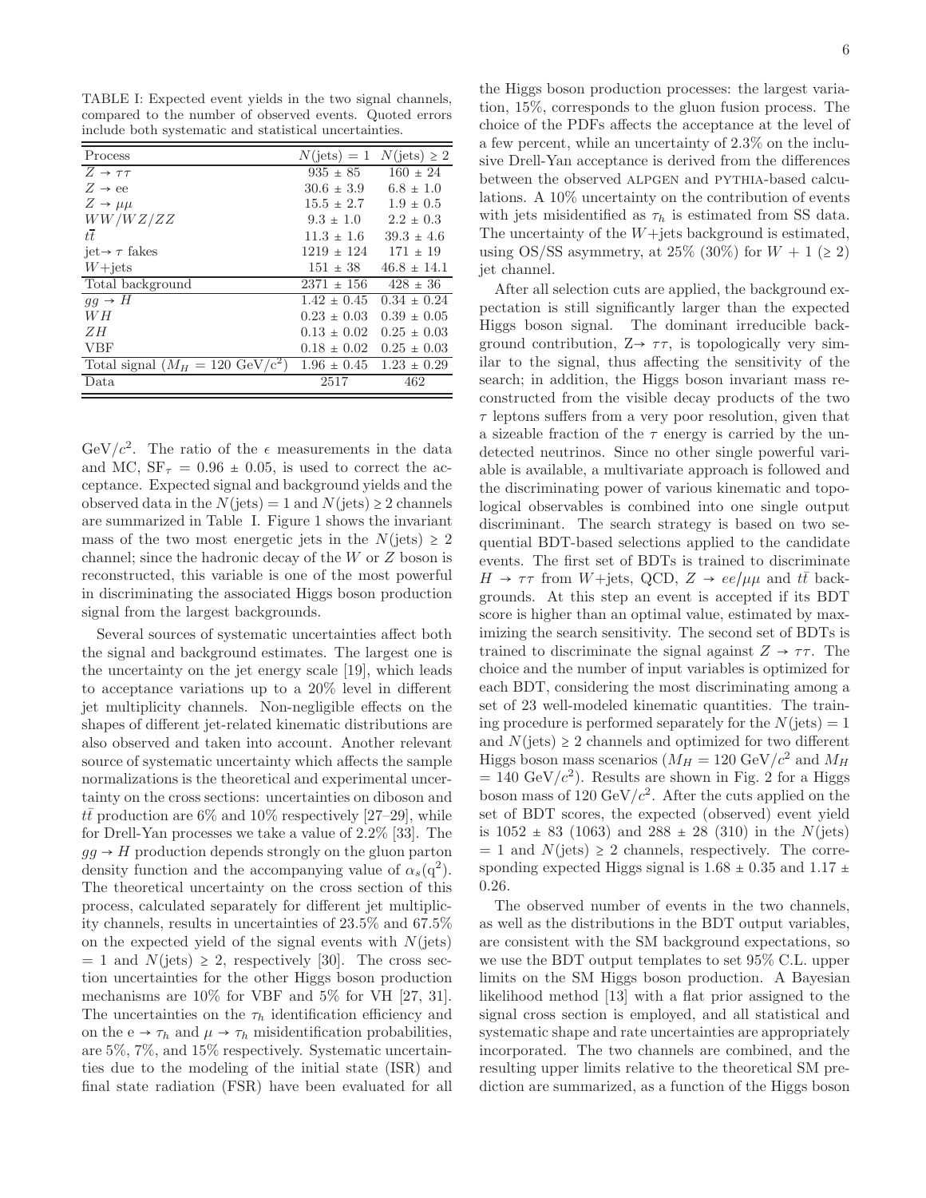TABLE I: Expected event yields in the two signal channels, compared to the number of observed events. Quoted errors include both systematic and statistical uncertainties.

| Process | $N(\text{jets}) = 1$ | $N(\text{jets}) \geq 2$ |
|---|---|---|
| $Z \to \tau\tau$ | 935 ± 85 | 160 ± 24 |
| $Z \to ee$ | 30.6 ± 3.9 | 6.8 ± 1.0 |
| $Z \to \mu\mu$ | 15.5 ± 2.7 | 1.9 ± 0.5 |
| $WW/WZ/ZZ$ | 9.3 ± 1.0 | 2.2 ± 0.3 |
| $t\bar{t}$ | 11.3 ± 1.6 | 39.3 ± 4.6 |
| jet→ $\tau$ fakes | 1219 ± 124 | 171 ± 19 |
| $W$+jets | 151 ± 38 | 46.8 ± 14.1 |
| Total background | 2371 ± 156 | 428 ± 36 |
| $gg \to H$ | 1.42 ± 0.45 | 0.34 ± 0.24 |
| $WH$ | 0.23 ± 0.03 | 0.39 ± 0.05 |
| $ZH$ | 0.13 ± 0.02 | 0.25 ± 0.03 |
| VBF | 0.18 ± 0.02 | 0.25 ± 0.03 |
| Total signal ($M_H$ = 120 GeV/$c^2$) | 1.96 ± 0.45 | 1.23 ± 0.29 |
| Data | 2517 | 462 |

GeV/$c^2$. The ratio of the $\epsilon$ measurements in the data and MC, $SF_\tau = 0.96 \pm 0.05$, is used to correct the acceptance. Expected signal and background yields and the observed data in the $N(\text{jets}) = 1$ and $N(\text{jets}) \geq 2$ channels are summarized in Table I. Figure 1 shows the invariant mass of the two most energetic jets in the $N(\text{jets}) \geq 2$ channel; since the hadronic decay of the $W$ or $Z$ boson is reconstructed, this variable is one of the most powerful in discriminating the associated Higgs boson production signal from the largest backgrounds.

Several sources of systematic uncertainties affect both the signal and background estimates. The largest one is the uncertainty on the jet energy scale [19], which leads to acceptance variations up to a 20% level in different jet multiplicity channels. Non-negligible effects on the shapes of different jet-related kinematic distributions are also observed and taken into account. Another relevant source of systematic uncertainty which affects the sample normalizations is the theoretical and experimental uncertainty on the cross sections: uncertainties on diboson and $t\bar{t}$ production are 6% and 10% respectively [27–29], while for Drell-Yan processes we take a value of 2.2% [33]. The $gg \to H$ production depends strongly on the gluon parton density function and the accompanying value of $\alpha_s(q^2)$. The theoretical uncertainty on the cross section of this process, calculated separately for different jet multiplicity channels, results in uncertainties of 23.5% and 67.5% on the expected yield of the signal events with $N(\text{jets}) = 1$ and $N(\text{jets}) \geq 2$, respectively [30]. The cross section uncertainties for the other Higgs boson production mechanisms are 10% for VBF and 5% for VH [27, 31]. The uncertainties on the $\tau_h$ identification efficiency and on the $e \to \tau_h$ and $\mu \to \tau_h$ misidentification probabilities, are 5%, 7%, and 15% respectively. Systematic uncertainties due to the modeling of the initial state (ISR) and final state radiation (FSR) have been evaluated for all the Higgs boson production processes: the largest variation, 15%, corresponds to the gluon fusion process. The choice of the PDFs affects the acceptance at the level of a few percent, while an uncertainty of 2.3% on the inclusive Drell-Yan acceptance is derived from the differences between the observed ALPGEN and PYTHIA-based calculations. A 10% uncertainty on the contribution of events with jets misidentified as $\tau_h$ is estimated from SS data. The uncertainty of the $W$+jets background is estimated, using OS/SS asymmetry, at 25% (30%) for $W$ + 1 ($\geq 2$) jet channel.

After all selection cuts are applied, the background expectation is still significantly larger than the expected Higgs boson signal. The dominant irreducible background contribution, $Z \to \tau\tau$, is topologically very similar to the signal, thus affecting the sensitivity of the search; in addition, the Higgs boson invariant mass reconstructed from the visible decay products of the two $\tau$ leptons suffers from a very poor resolution, given that a sizeable fraction of the $\tau$ energy is carried by the undetected neutrinos. Since no other single powerful variable is available, a multivariate approach is followed and the discriminating power of various kinematic and topological observables is combined into one single output discriminant. The search strategy is based on two sequential BDT-based selections applied to the candidate events. The first set of BDTs is trained to discriminate $H \to \tau\tau$ from $W$+jets, QCD, $Z \to ee/\mu\mu$ and $t\bar{t}$ backgrounds. At this step an event is accepted if its BDT score is higher than an optimal value, estimated by maximizing the search sensitivity. The second set of BDTs is trained to discriminate the signal against $Z \to \tau\tau$. The choice and the number of input variables is optimized for each BDT, considering the most discriminating among a set of 23 well-modeled kinematic quantities. The training procedure is performed separately for the $N(\text{jets}) = 1$ and $N(\text{jets}) \geq 2$ channels and optimized for two different Higgs boson mass scenarios ($M_H$ = 120 GeV/$c^2$ and $M_H$ = 140 GeV/$c^2$). Results are shown in Fig. 2 for a Higgs boson mass of 120 GeV/$c^2$. After the cuts applied on the set of BDT scores, the expected (observed) event yield is 1052 ± 83 (1063) and 288 ± 28 (310) in the $N(\text{jets}) = 1$ and $N(\text{jets}) \geq 2$ channels, respectively. The corresponding expected Higgs signal is 1.68 ± 0.35 and 1.17 ± 0.26.

The observed number of events in the two channels, as well as the distributions in the BDT output variables, are consistent with the SM background expectations, so we use the BDT output templates to set 95% C.L. upper limits on the SM Higgs boson production. A Bayesian likelihood method [13] with a flat prior assigned to the signal cross section is employed, and all statistical and systematic shape and rate uncertainties are appropriately incorporated. The two channels are combined, and the resulting upper limits relative to the theoretical SM prediction are summarized, as a function of the Higgs boson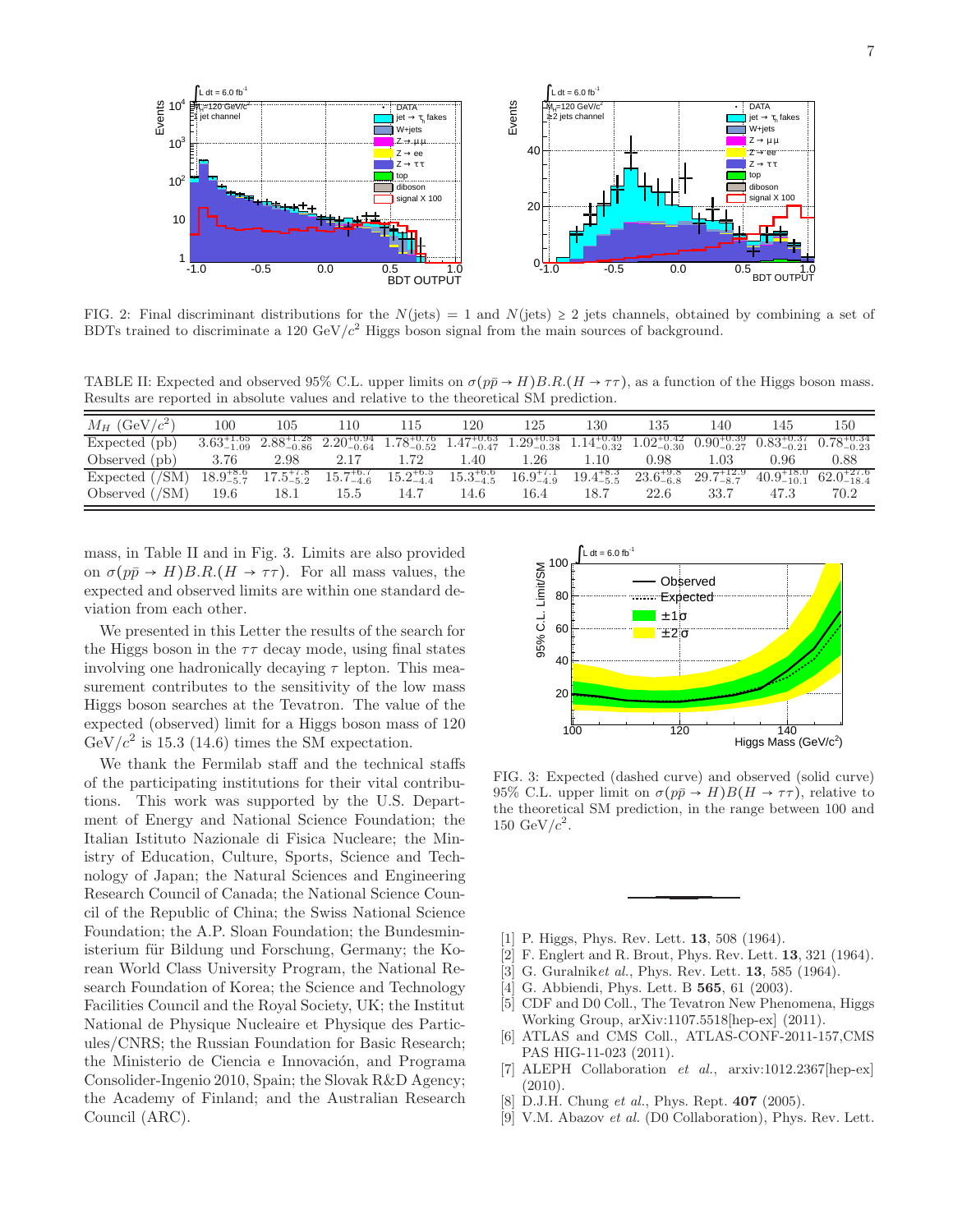$\int$L dt = 6.0 fb$^{-1}$

$M_H$=120 GeV/$c^2$

1 jet channel

Events

DATA

jet → $\tau_h$ fakes

W+jets

Z → μμ

Z → ee

Z → ττ

top

diboson

signal X 100

BDT OUTPUT

$\int$L dt = 6.0 fb$^{-1}$

$M_H$=120 GeV/$c^2$

≥2 jets channel

Events

DATA

jet → $\tau_h$ fakes

W+jets

Z → μμ

Z → ee

Z → ττ

top

diboson

signal X 100

BDT OUTPUT

FIG. 2: Final discriminant distributions for the $N(\text{jets}) = 1$ and $N(\text{jets}) \geq 2$ jets channels, obtained by combining a set of BDTs trained to discriminate a 120 GeV/$c^2$ Higgs boson signal from the main sources of background.

TABLE II: Expected and observed 95% C.L. upper limits on $\sigma(p\bar{p} \to H)B.R.(H \to \tau\tau)$, as a function of the Higgs boson mass. Results are reported in absolute values and relative to the theoretical SM prediction.

| $M_H$ (GeV/$c^2$) | 100 | 105 | 110 | 115 | 120 | 125 | 130 | 135 | 140 | 145 | 150 |
|---|---|---|---|---|---|---|---|---|---|---|---|
| Expected (pb) | $3.63^{+1.65}_{-1.09}$ | $2.88^{+1.28}_{-0.86}$ | $2.20^{+0.94}_{-0.64}$ | $1.78^{+0.76}_{-0.52}$ | $1.47^{+0.63}_{-0.47}$ | $1.29^{+0.54}_{-0.38}$ | $1.14^{+0.49}_{-0.32}$ | $1.02^{+0.42}_{-0.30}$ | $0.90^{+0.39}_{-0.27}$ | $0.83^{+0.37}_{-0.21}$ | $0.78^{+0.34}_{-0.23}$ |
| Observed (pb) | 3.76 | 2.98 | 2.17 | 1.72 | 1.40 | 1.26 | 1.10 | 0.98 | 1.03 | 0.96 | 0.88 |
| Expected (/SM) | $18.9^{+8.6}_{-5.7}$ | $17.5^{+7.8}_{-5.2}$ | $15.7^{+6.7}_{-4.6}$ | $15.2^{+6.5}_{-4.4}$ | $15.3^{+6.6}_{-4.5}$ | $16.9^{+7.1}_{-4.9}$ | $19.4^{+8.3}_{-5.5}$ | $23.6^{+9.8}_{-6.8}$ | $29.7^{+12.9}_{-8.7}$ | $40.9^{+18.0}_{-10.1}$ | $62.0^{+27.6}_{-18.4}$ |
| Observed (/SM) | 19.6 | 18.1 | 15.5 | 14.7 | 14.6 | 16.4 | 18.7 | 22.6 | 33.7 | 47.3 | 70.2 |

mass, in Table II and in Fig. 3. Limits are also provided on $\sigma(p\bar{p} \to H)B.R.(H \to \tau\tau)$. For all mass values, the expected and observed limits are within one standard deviation from each other.

We presented in this Letter the results of the search for the Higgs boson in the $\tau\tau$ decay mode, using final states involving one hadronically decaying $\tau$ lepton. This measurement contributes to the sensitivity of the low mass Higgs boson searches at the Tevatron. The value of the expected (observed) limit for a Higgs boson mass of 120 GeV/$c^2$ is 15.3 (14.6) times the SM expectation.

We thank the Fermilab staff and the technical staffs of the participating institutions for their vital contributions. This work was supported by the U.S. Department of Energy and National Science Foundation; the Italian Istituto Nazionale di Fisica Nucleare; the Ministry of Education, Culture, Sports, Science and Technology of Japan; the Natural Sciences and Engineering Research Council of Canada; the National Science Council of the Republic of China; the Swiss National Science Foundation; the A.P. Sloan Foundation; the Bundesministerium für Bildung und Forschung, Germany; the Korean World Class University Program, the National Research Foundation of Korea; the Science and Technology Facilities Council and the Royal Society, UK; the Institut National de Physique Nucleaire et Physique des Particules/CNRS; the Russian Foundation for Basic Research; the Ministerio de Ciencia e Innovación, and Programa Consolider-Ingenio 2010, Spain; the Slovak R&D Agency; the Academy of Finland; and the Australian Research Council (ARC).

$\int$L dt = 6.0 fb$^{-1}$

95% C.L. Limit/SM

Observed

Expected

±1σ

±2σ

Higgs Mass (GeV/$c^2$)

FIG. 3: Expected (dashed curve) and observed (solid curve) 95% C.L. upper limit on $\sigma(p\bar{p} \to H)B(H \to \tau\tau)$, relative to the theoretical SM prediction, in the range between 100 and 150 GeV/$c^2$.

[1] P. Higgs, Phys. Rev. Lett. **13**, 508 (1964).

[2] F. Englert and R. Brout, Phys. Rev. Lett. **13**, 321 (1964).

[3] G. Guralnik*et al.*, Phys. Rev. Lett. **13**, 585 (1964).

[4] G. Abbiendi, Phys. Lett. B **565**, 61 (2003).

[5] CDF and D0 Coll., The Tevatron New Phenomena, Higgs Working Group, arXiv:1107.5518[hep-ex] (2011).

[6] ATLAS and CMS Coll., ATLAS-CONF-2011-157,CMS PAS HIG-11-023 (2011).

[7] ALEPH Collaboration *et al.*, arxiv:1012.2367[hep-ex] (2010).

[8] D.J.H. Chung *et al.*, Phys. Rept. **407** (2005).

[9] V.M. Abazov *et al.* (D0 Collaboration), Phys. Rev. Lett.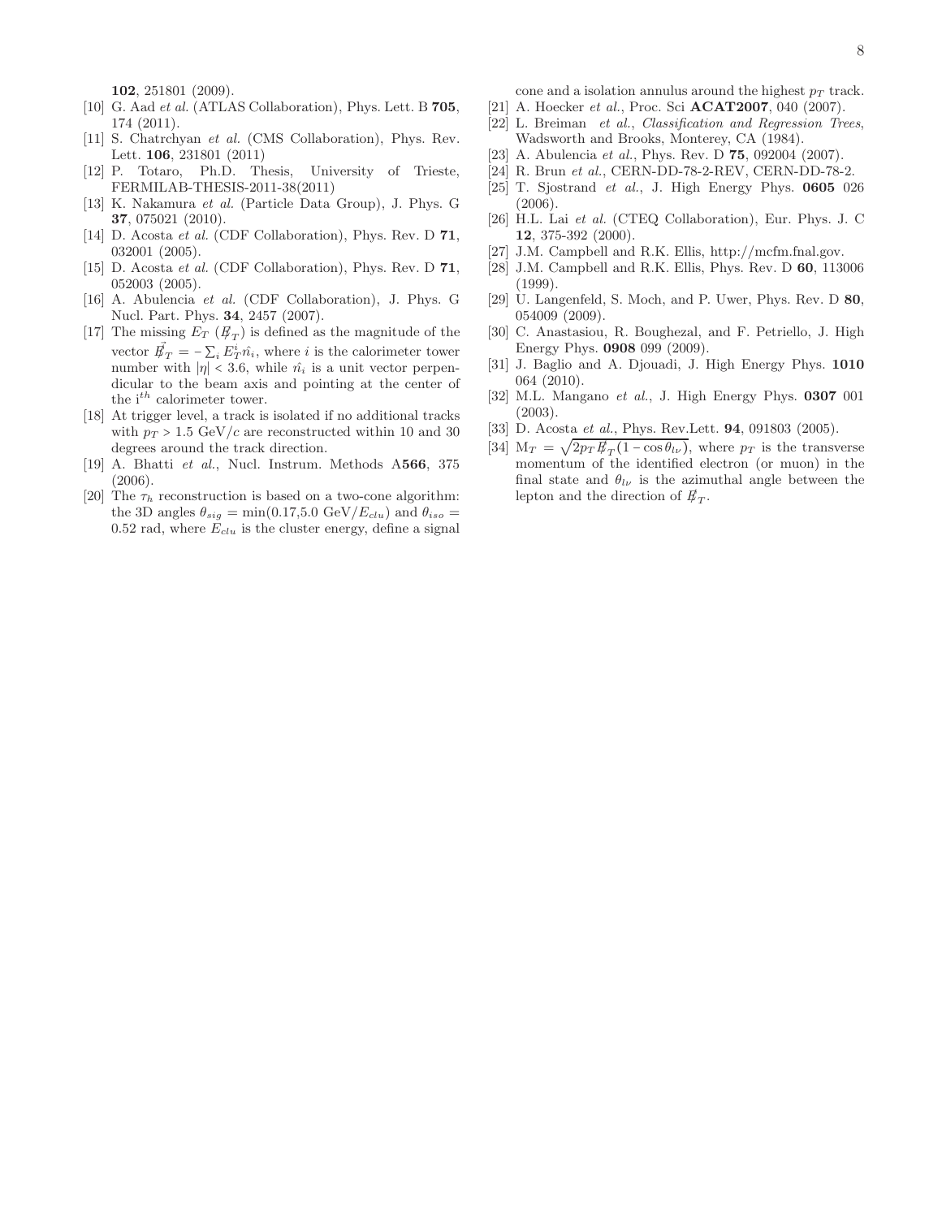**102**, 251801 (2009).

[10] G. Aad *et al.* (ATLAS Collaboration), Phys. Lett. B **705**, 174 (2011).

[11] S. Chatrchyan *et al.* (CMS Collaboration), Phys. Rev. Lett. **106**, 231801 (2011)

[12] P. Totaro, Ph.D. Thesis, University of Trieste, FERMILAB-THESIS-2011-38(2011)

[13] K. Nakamura *et al.* (Particle Data Group), J. Phys. G **37**, 075021 (2010).

[14] D. Acosta *et al.* (CDF Collaboration), Phys. Rev. D **71**, 032001 (2005).

[15] D. Acosta *et al.* (CDF Collaboration), Phys. Rev. D **71**, 052003 (2005).

[16] A. Abulencia *et al.* (CDF Collaboration), J. Phys. G Nucl. Part. Phys. **34**, 2457 (2007).

[17] The missing $E_T$ ($\not{E}_T$) is defined as the magnitude of the vector $\vec{\not{E}}_T = -\sum_i E_T^i \hat{n}_i$, where $i$ is the calorimeter tower number with $|\eta| < 3.6$, while $\hat{n}_i$ is a unit vector perpendicular to the beam axis and pointing at the center of the $i^{th}$ calorimeter tower.

[18] At trigger level, a track is isolated if no additional tracks with $p_T > 1.5$ GeV/$c$ are reconstructed within 10 and 30 degrees around the track direction.

[19] A. Bhatti *et al.*, Nucl. Instrum. Methods A**566**, 375 (2006).

[20] The $\tau_h$ reconstruction is based on a two-cone algorithm: the 3D angles $\theta_{sig} = \min(0.17, 5.0 \text{ GeV}/E_{clu})$ and $\theta_{iso} = 0.52$ rad, where $E_{clu}$ is the cluster energy, define a signal cone and a isolation annulus around the highest $p_T$ track.

[21] A. Hoecker *et al.*, Proc. Sci **ACAT2007**, 040 (2007).

[22] L. Breiman *et al.*, *Classification and Regression Trees*, Wadsworth and Brooks, Monterey, CA (1984).

[23] A. Abulencia *et al.*, Phys. Rev. D **75**, 092004 (2007).

[24] R. Brun *et al.*, CERN-DD-78-2-REV, CERN-DD-78-2.

[25] T. Sjostrand *et al.*, J. High Energy Phys. **0605** 026 (2006).

[26] H.L. Lai *et al.* (CTEQ Collaboration), Eur. Phys. J. C **12**, 375-392 (2000).

[27] J.M. Campbell and R.K. Ellis, http://mcfm.fnal.gov.

[28] J.M. Campbell and R.K. Ellis, Phys. Rev. D **60**, 113006 (1999).

[29] U. Langenfeld, S. Moch, and P. Uwer, Phys. Rev. D **80**, 054009 (2009).

[30] C. Anastasiou, R. Boughezal, and F. Petriello, J. High Energy Phys. **0908** 099 (2009).

[31] J. Baglio and A. Djouadi, J. High Energy Phys. **1010** 064 (2010).

[32] M.L. Mangano *et al.*, J. High Energy Phys. **0307** 001 (2003).

[33] D. Acosta *et al.*, Phys. Rev.Lett. **94**, 091803 (2005).

[34] $M_T = \sqrt{2 p_T \not{E}_T (1 - \cos\theta_{l\nu})}$, where $p_T$ is the transverse momentum of the identified electron (or muon) in the final state and $\theta_{l\nu}$ is the azimuthal angle between the lepton and the direction of $\not{E}_T$.